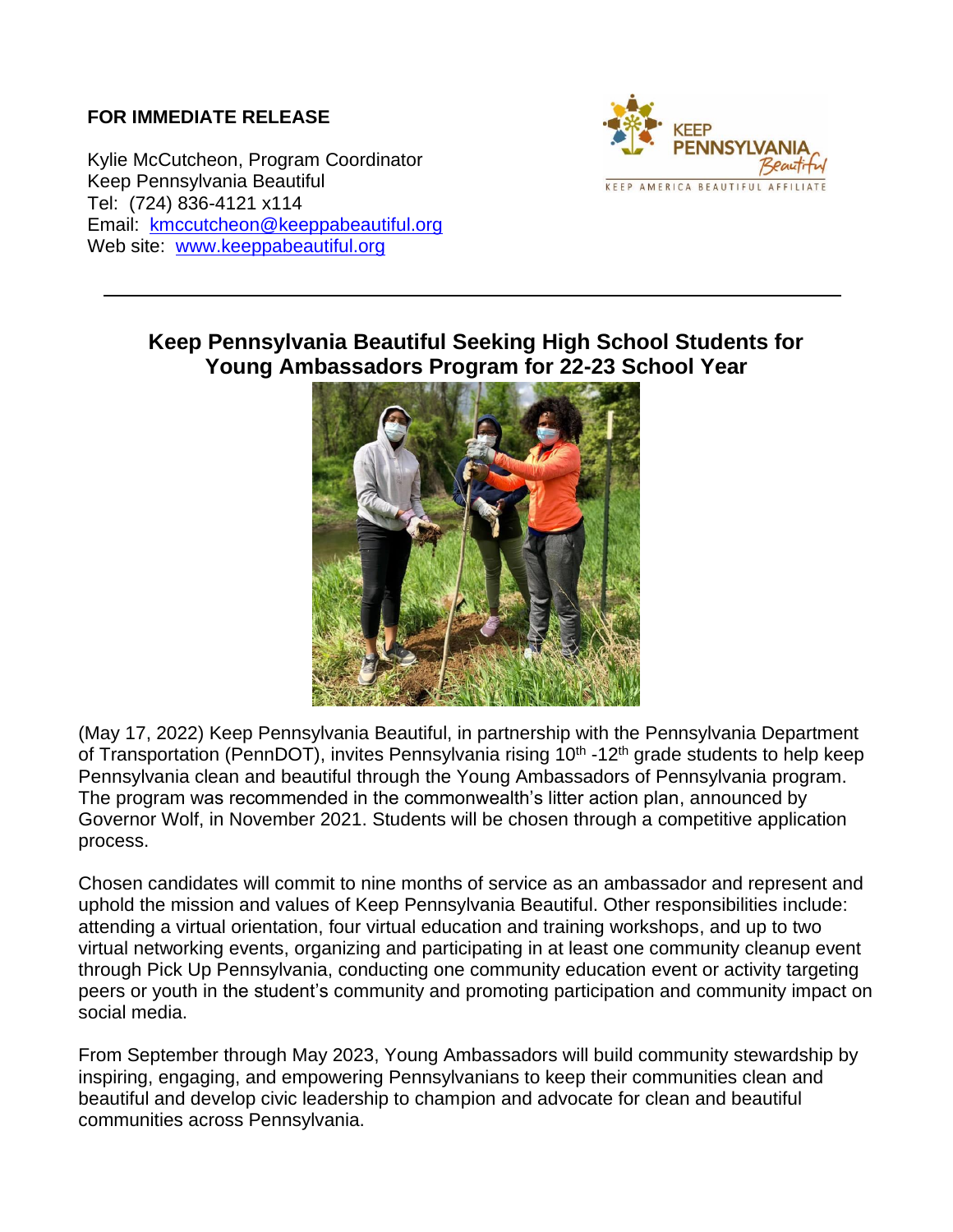**FOR IMMEDIATE RELEASE**

Kylie McCutcheon, Program Coordinator
Keep Pennsylvania Beautiful
Tel: (724) 836-4121 x114
Email: kmccutcheon@keeppabeautiful.org
Web site: www.keeppabeautiful.org

---

## Keep Pennsylvania Beautiful Seeking High School Students for Young Ambassadors Program for 22-23 School Year

(May 17, 2022) Keep Pennsylvania Beautiful, in partnership with the Pennsylvania Department of Transportation (PennDOT), invites Pennsylvania rising 10th -12th grade students to help keep Pennsylvania clean and beautiful through the Young Ambassadors of Pennsylvania program. The program was recommended in the commonwealth's litter action plan, announced by Governor Wolf, in November 2021. Students will be chosen through a competitive application process.

Chosen candidates will commit to nine months of service as an ambassador and represent and uphold the mission and values of Keep Pennsylvania Beautiful. Other responsibilities include: attending a virtual orientation, four virtual education and training workshops, and up to two virtual networking events, organizing and participating in at least one community cleanup event through Pick Up Pennsylvania, conducting one community education event or activity targeting peers or youth in the student's community and promoting participation and community impact on social media.

From September through May 2023, Young Ambassadors will build community stewardship by inspiring, engaging, and empowering Pennsylvanians to keep their communities clean and beautiful and develop civic leadership to champion and advocate for clean and beautiful communities across Pennsylvania.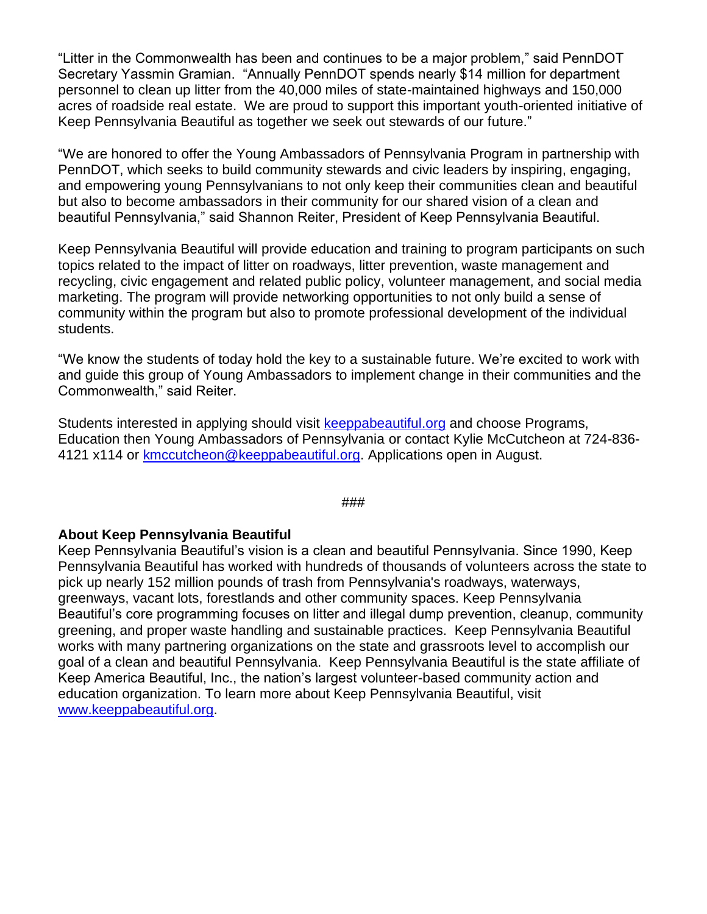“Litter in the Commonwealth has been and continues to be a major problem,” said PennDOT Secretary Yassmin Gramian. “Annually PennDOT spends nearly $14 million for department personnel to clean up litter from the 40,000 miles of state-maintained highways and 150,000 acres of roadside real estate. We are proud to support this important youth-oriented initiative of Keep Pennsylvania Beautiful as together we seek out stewards of our future.”

“We are honored to offer the Young Ambassadors of Pennsylvania Program in partnership with PennDOT, which seeks to build community stewards and civic leaders by inspiring, engaging, and empowering young Pennsylvanians to not only keep their communities clean and beautiful but also to become ambassadors in their community for our shared vision of a clean and beautiful Pennsylvania,” said Shannon Reiter, President of Keep Pennsylvania Beautiful.

Keep Pennsylvania Beautiful will provide education and training to program participants on such topics related to the impact of litter on roadways, litter prevention, waste management and recycling, civic engagement and related public policy, volunteer management, and social media marketing. The program will provide networking opportunities to not only build a sense of community within the program but also to promote professional development of the individual students.

“We know the students of today hold the key to a sustainable future. We’re excited to work with and guide this group of Young Ambassadors to implement change in their communities and the Commonwealth,” said Reiter.

Students interested in applying should visit [keeppabeautiful.org](keeppabeautiful.org) and choose Programs, Education then Young Ambassadors of Pennsylvania or contact Kylie McCutcheon at 724-836-4121 x114 or [kmccutcheon@keeppabeautiful.org](mailto:kmccutcheon@keeppabeautiful.org). Applications open in August.

###

**About Keep Pennsylvania Beautiful**

Keep Pennsylvania Beautiful’s vision is a clean and beautiful Pennsylvania. Since 1990, Keep Pennsylvania Beautiful has worked with hundreds of thousands of volunteers across the state to pick up nearly 152 million pounds of trash from Pennsylvania's roadways, waterways, greenways, vacant lots, forestlands and other community spaces. Keep Pennsylvania Beautiful’s core programming focuses on litter and illegal dump prevention, cleanup, community greening, and proper waste handling and sustainable practices. Keep Pennsylvania Beautiful works with many partnering organizations on the state and grassroots level to accomplish our goal of a clean and beautiful Pennsylvania. Keep Pennsylvania Beautiful is the state affiliate of Keep America Beautiful, Inc., the nation’s largest volunteer-based community action and education organization. To learn more about Keep Pennsylvania Beautiful, visit [www.keeppabeautiful.org](www.keeppabeautiful.org).